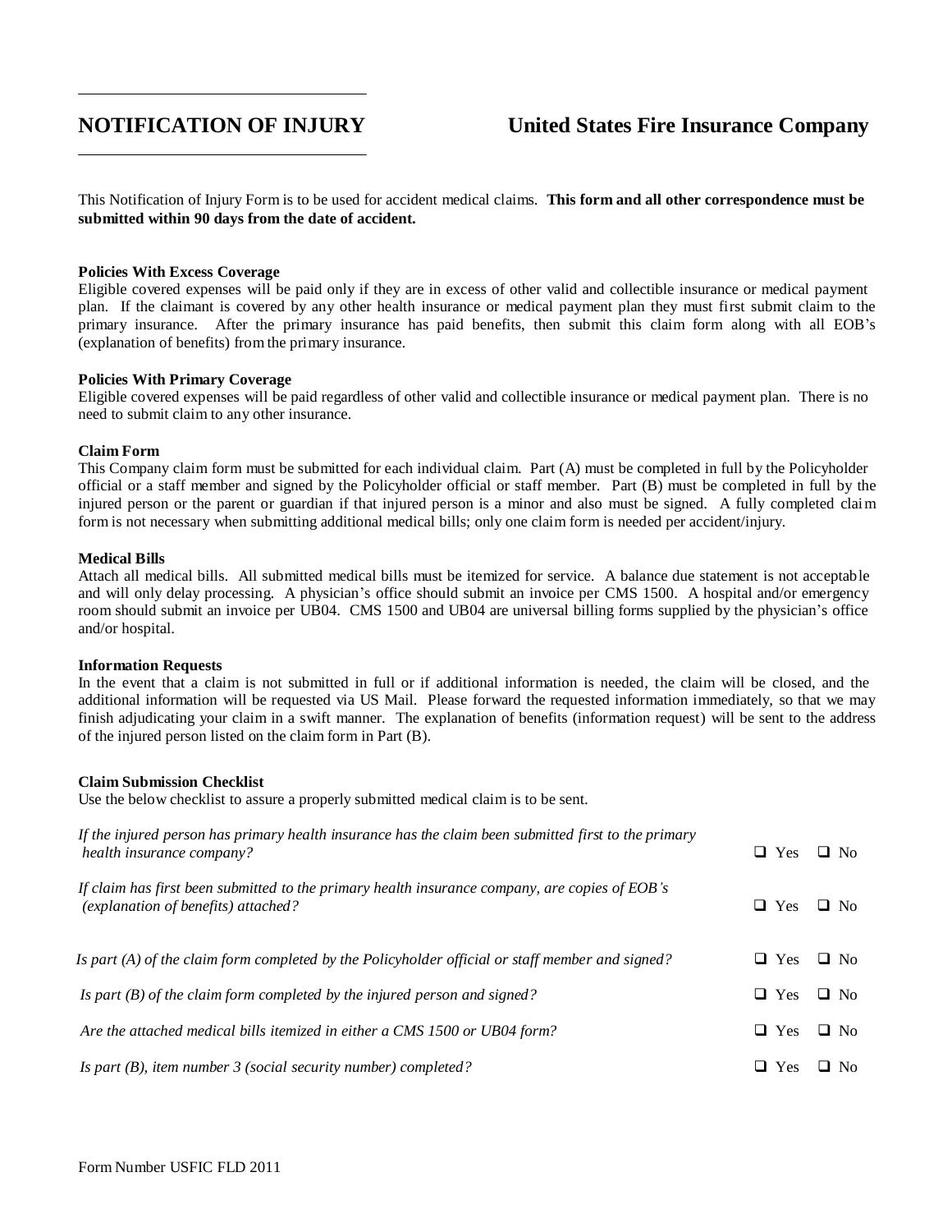# NOTIFICATION OF INJURY

**United States Fire Insurance Company**

This Notification of Injury Form is to be used for accident medical claims. **This form and all other correspondence must be submitted within 90 days from the date of accident.**

### Policies With Excess Coverage

Eligible covered expenses will be paid only if they are in excess of other valid and collectible insurance or medical payment plan. If the claimant is covered by any other health insurance or medical payment plan they must first submit claim to the primary insurance. After the primary insurance has paid benefits, then submit this claim form along with all EOB's (explanation of benefits) from the primary insurance.

### Policies With Primary Coverage

Eligible covered expenses will be paid regardless of other valid and collectible insurance or medical payment plan. There is no need to submit claim to any other insurance.

### Claim Form

This Company claim form must be submitted for each individual claim. Part (A) must be completed in full by the Policyholder official or a staff member and signed by the Policyholder official or staff member. Part (B) must be completed in full by the injured person or the parent or guardian if that injured person is a minor and also must be signed. A fully completed claim form is not necessary when submitting additional medical bills; only one claim form is needed per accident/injury.

### Medical Bills

Attach all medical bills. All submitted medical bills must be itemized for service. A balance due statement is not acceptable and will only delay processing. A physician's office should submit an invoice per CMS 1500. A hospital and/or emergency room should submit an invoice per UB04. CMS 1500 and UB04 are universal billing forms supplied by the physician's office and/or hospital.

### Information Requests

In the event that a claim is not submitted in full or if additional information is needed, the claim will be closed, and the additional information will be requested via US Mail. Please forward the requested information immediately, so that we may finish adjudicating your claim in a swift manner. The explanation of benefits (information request) will be sent to the address of the injured person listed on the claim form in Part (B).

### Claim Submission Checklist

Use the below checklist to assure a properly submitted medical claim is to be sent.

| | | |
|---|---|---|
| *If the injured person has primary health insurance has the claim been submitted first to the primary health insurance company?* | ☐ Yes | ☐ No |
| *If claim has first been submitted to the primary health insurance company, are copies of EOB's (explanation of benefits) attached?* | ☐ Yes | ☐ No |
| *Is part (A) of the claim form completed by the Policyholder official or staff member and signed?* | ☐ Yes | ☐ No |
| *Is part (B) of the claim form completed by the injured person and signed?* | ☐ Yes | ☐ No |
| *Are the attached medical bills itemized in either a CMS 1500 or UB04 form?* | ☐ Yes | ☐ No |
| *Is part (B), item number 3 (social security number) completed?* | ☐ Yes | ☐ No |

Form Number USFIC FLD 2011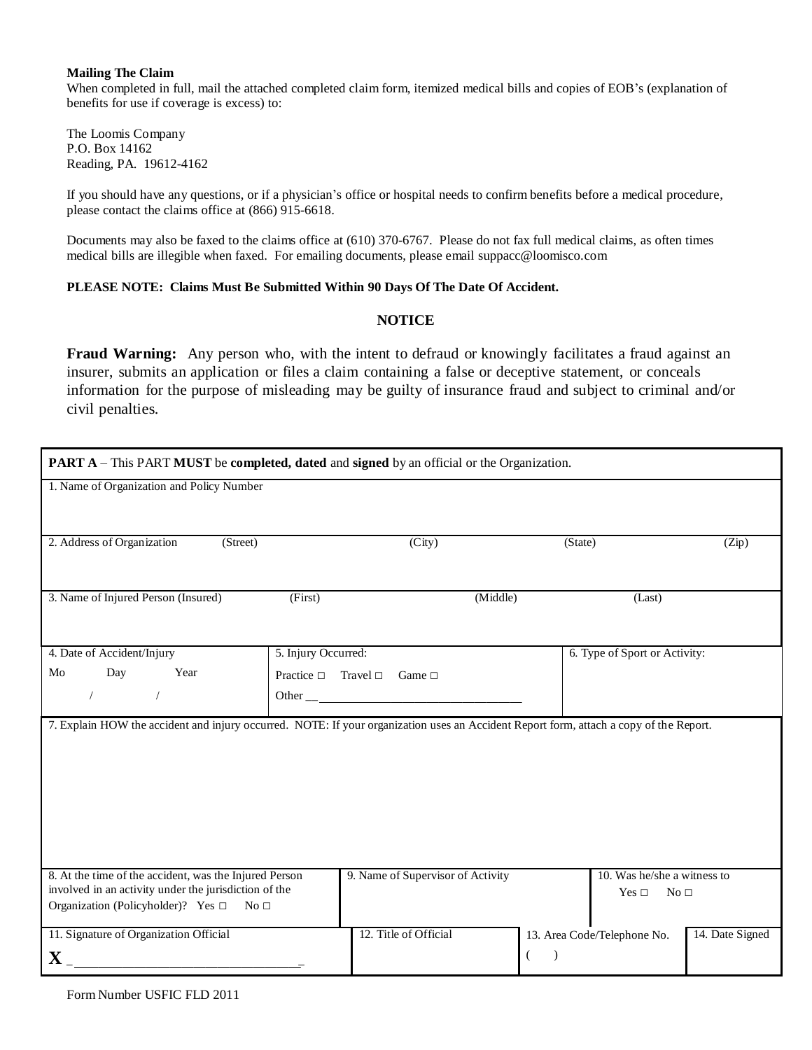**Mailing The Claim**

When completed in full, mail the attached completed claim form, itemized medical bills and copies of EOB's (explanation of benefits for use if coverage is excess) to:

The Loomis Company
P.O. Box 14162
Reading, PA. 19612-4162

If you should have any questions, or if a physician's office or hospital needs to confirm benefits before a medical procedure, please contact the claims office at (866) 915-6618.

Documents may also be faxed to the claims office at (610) 370-6767. Please do not fax full medical claims, as often times medical bills are illegible when faxed. For emailing documents, please email suppacc@loomisco.com

**PLEASE NOTE: Claims Must Be Submitted Within 90 Days Of The Date Of Accident.**

**NOTICE**

**Fraud Warning:** Any person who, with the intent to defraud or knowingly facilitates a fraud against an insurer, submits an application or files a claim containing a false or deceptive statement, or conceals information for the purpose of misleading may be guilty of insurance fraud and subject to criminal and/or civil penalties.

| **PART A** – This PART **MUST** be **completed, dated** and **signed** by an official or the Organization. | | | |
|---|---|---|---|
| 1. Name of Organization and Policy Number | | | |
| 2. Address of Organization (Street) | (City) | (State) | (Zip) |
| 3. Name of Injured Person (Insured) (First) | (Middle) | (Last) | |
| 4. Date of Accident/Injury<br>Mo Day Year<br>/ / | 5. Injury Occurred:<br>Practice □ Travel □ Game □<br>Other ___ | 6. Type of Sport or Activity: | |
| 7. Explain HOW the accident and injury occurred. NOTE: If your organization uses an Accident Report form, attach a copy of the Report. | | | |
| 8. At the time of the accident, was the Injured Person involved in an activity under the jurisdiction of the Organization (Policyholder)? Yes □ No □ | 9. Name of Supervisor of Activity | 10. Was he/she a witness to<br>Yes □ No □ | |
| 11. Signature of Organization Official<br>**X** ___ | 12. Title of Official | 13. Area Code/Telephone No.<br>( ) | 14. Date Signed |

Form Number USFIC FLD 2011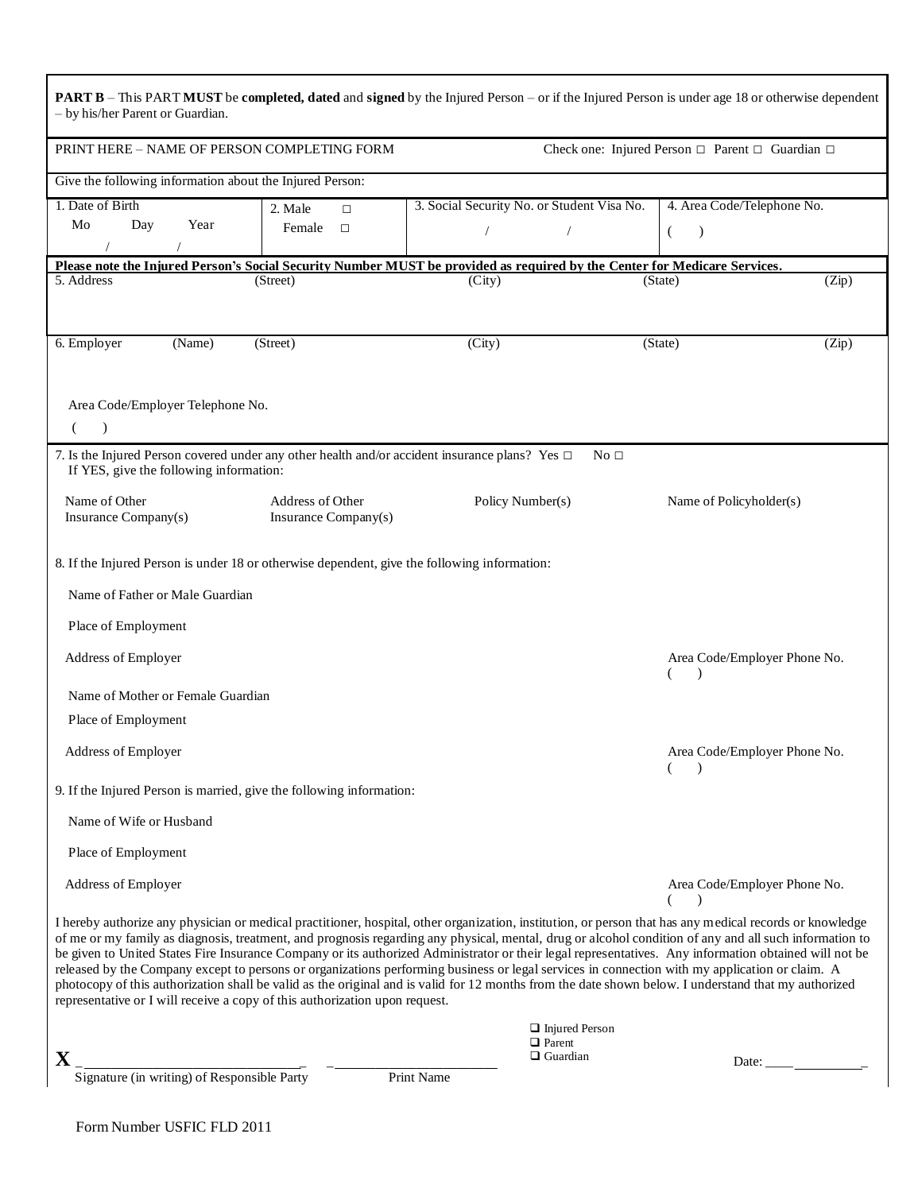**PART B** – This PART **MUST** be **completed, dated** and **signed** by the Injured Person – or if the Injured Person is under age 18 or otherwise dependent – by his/her Parent or Guardian.

PRINT HERE – NAME OF PERSON COMPLETING FORM    Check one: Injured Person □ Parent □ Guardian □

Give the following information about the Injured Person:

| 1. Date of Birth Mo Day Year / / | 2. Male □ Female □ | 3. Social Security No. or Student Visa No. / / | 4. Area Code/Telephone No. ( ) |
|---|---|---|---|

**Please note the Injured Person's Social Security Number MUST be provided as required by the Center for Medicare Services.**

5. Address (Street) (City) (State) (Zip)

6. Employer (Name) (Street) (City) (State) (Zip)

Area Code/Employer Telephone No.
( )

7. Is the Injured Person covered under any other health and/or accident insurance plans? Yes □ No □
If YES, give the following information:

| Name of Other Insurance Company(s) | Address of Other Insurance Company(s) | Policy Number(s) | Name of Policyholder(s) |
|---|---|---|---|

8. If the Injured Person is under 18 or otherwise dependent, give the following information:

Name of Father or Male Guardian

Place of Employment

Address of Employer    Area Code/Employer Phone No. ( )

Name of Mother or Female Guardian

Place of Employment

Address of Employer    Area Code/Employer Phone No. ( )

9. If the Injured Person is married, give the following information:

Name of Wife or Husband

Place of Employment

Address of Employer    Area Code/Employer Phone No. ( )

I hereby authorize any physician or medical practitioner, hospital, other organization, institution, or person that has any medical records or knowledge of me or my family as diagnosis, treatment, and prognosis regarding any physical, mental, drug or alcohol condition of any and all such information to be given to United States Fire Insurance Company or its authorized Administrator or their legal representatives. Any information obtained will not be released by the Company except to persons or organizations performing business or legal services in connection with my application or claim. A photocopy of this authorization shall be valid as the original and is valid for 12 months from the date shown below. I understand that my authorized representative or I will receive a copy of this authorization upon request.

**X** ______________________________    ______________________    ❑ Injured Person ❑ Parent ❑ Guardian    Date: ______________
Signature (in writing) of Responsible Party    Print Name

Form Number USFIC FLD 2011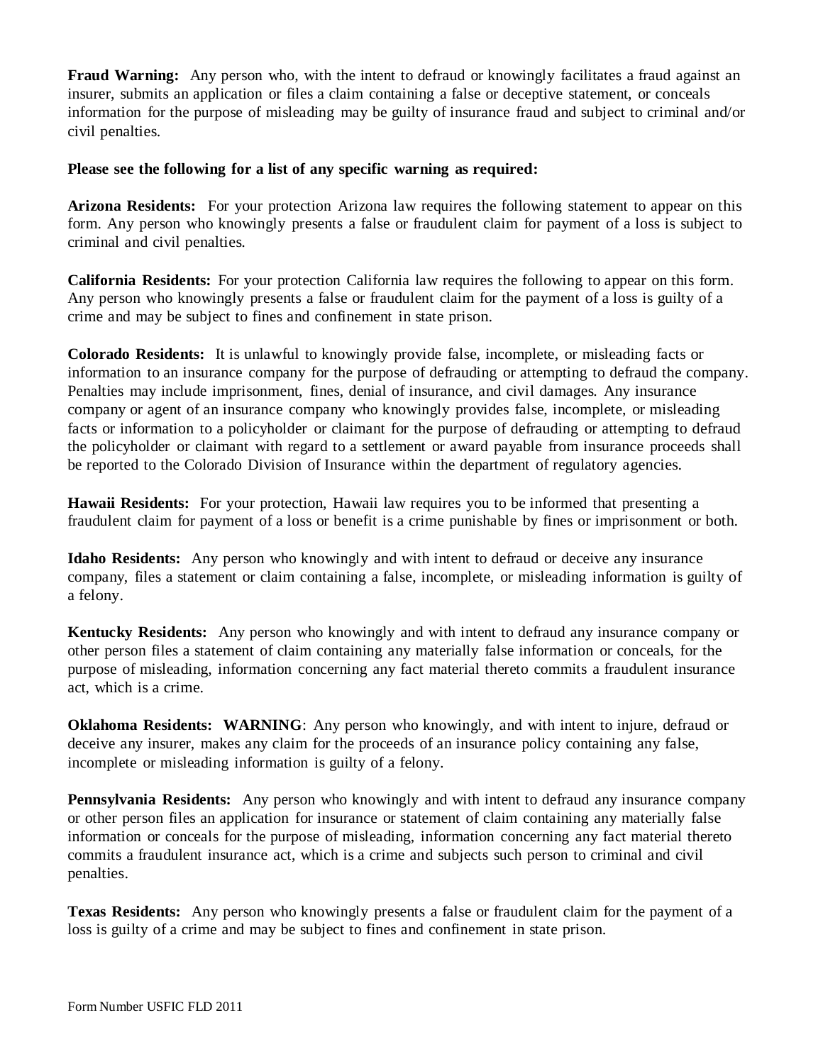**Fraud Warning:** Any person who, with the intent to defraud or knowingly facilitates a fraud against an insurer, submits an application or files a claim containing a false or deceptive statement, or conceals information for the purpose of misleading may be guilty of insurance fraud and subject to criminal and/or civil penalties.

**Please see the following for a list of any specific warning as required:**

**Arizona Residents:** For your protection Arizona law requires the following statement to appear on this form. Any person who knowingly presents a false or fraudulent claim for payment of a loss is subject to criminal and civil penalties.

**California Residents:** For your protection California law requires the following to appear on this form. Any person who knowingly presents a false or fraudulent claim for the payment of a loss is guilty of a crime and may be subject to fines and confinement in state prison.

**Colorado Residents:** It is unlawful to knowingly provide false, incomplete, or misleading facts or information to an insurance company for the purpose of defrauding or attempting to defraud the company. Penalties may include imprisonment, fines, denial of insurance, and civil damages. Any insurance company or agent of an insurance company who knowingly provides false, incomplete, or misleading facts or information to a policyholder or claimant for the purpose of defrauding or attempting to defraud the policyholder or claimant with regard to a settlement or award payable from insurance proceeds shall be reported to the Colorado Division of Insurance within the department of regulatory agencies.

**Hawaii Residents:** For your protection, Hawaii law requires you to be informed that presenting a fraudulent claim for payment of a loss or benefit is a crime punishable by fines or imprisonment or both.

**Idaho Residents:** Any person who knowingly and with intent to defraud or deceive any insurance company, files a statement or claim containing a false, incomplete, or misleading information is guilty of a felony.

**Kentucky Residents:** Any person who knowingly and with intent to defraud any insurance company or other person files a statement of claim containing any materially false information or conceals, for the purpose of misleading, information concerning any fact material thereto commits a fraudulent insurance act, which is a crime.

**Oklahoma Residents: WARNING**: Any person who knowingly, and with intent to injure, defraud or deceive any insurer, makes any claim for the proceeds of an insurance policy containing any false, incomplete or misleading information is guilty of a felony.

**Pennsylvania Residents:** Any person who knowingly and with intent to defraud any insurance company or other person files an application for insurance or statement of claim containing any materially false information or conceals for the purpose of misleading, information concerning any fact material thereto commits a fraudulent insurance act, which is a crime and subjects such person to criminal and civil penalties.

**Texas Residents:** Any person who knowingly presents a false or fraudulent claim for the payment of a loss is guilty of a crime and may be subject to fines and confinement in state prison.

Form Number USFIC FLD 2011